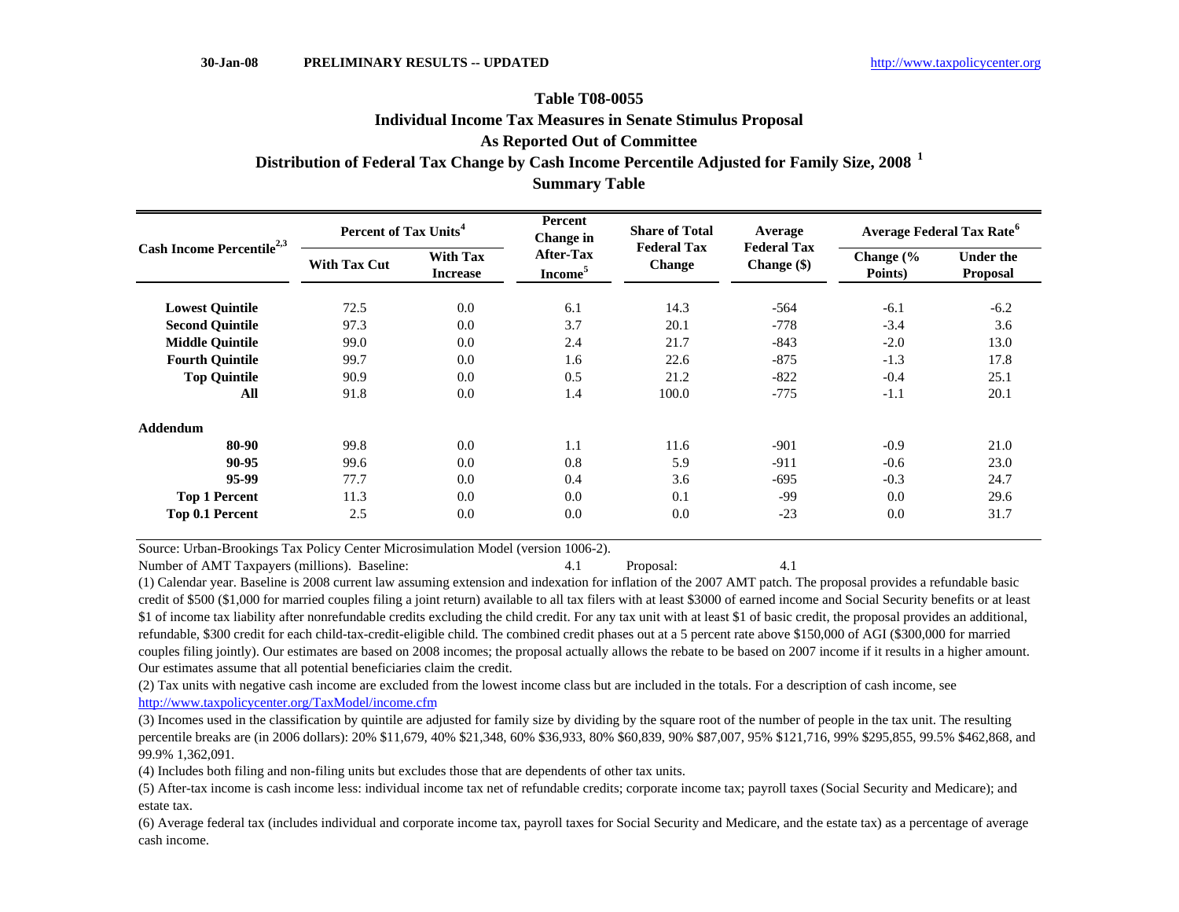30-Jan-08 **PRELIMINARY RESULTS -- UPDATED** http://www.taxpolicycenter.org

## Table T08-0055
## Individual Income Tax Measures in Senate Stimulus Proposal
## As Reported Out of Committee
## Distribution of Federal Tax Change by Cash Income Percentile Adjusted for Family Size, 2008 [1]
## Summary Table

| Cash Income Percentile[2,3] | Percent of Tax Units[4] | | Percent Change in After-Tax Income[5] | Share of Total Federal Tax Change | Average Federal Tax Change ($) | Average Federal Tax Rate[6] | |
|---|---|---|---|---|---|---|---|
| | With Tax Cut | With Tax Increase | | | | Change (% Points) | Under the Proposal |
| **Lowest Quintile** | 72.5 | 0.0 | 6.1 | 14.3 | -564 | -6.1 | -6.2 |
| **Second Quintile** | 97.3 | 0.0 | 3.7 | 20.1 | -778 | -3.4 | 3.6 |
| **Middle Quintile** | 99.0 | 0.0 | 2.4 | 21.7 | -843 | -2.0 | 13.0 |
| **Fourth Quintile** | 99.7 | 0.0 | 1.6 | 22.6 | -875 | -1.3 | 17.8 |
| **Top Quintile** | 90.9 | 0.0 | 0.5 | 21.2 | -822 | -0.4 | 25.1 |
| **All** | 91.8 | 0.0 | 1.4 | 100.0 | -775 | -1.1 | 20.1 |
| **Addendum** | | | | | | | |
| **80-90** | 99.8 | 0.0 | 1.1 | 11.6 | -901 | -0.9 | 21.0 |
| **90-95** | 99.6 | 0.0 | 0.8 | 5.9 | -911 | -0.6 | 23.0 |
| **95-99** | 77.7 | 0.0 | 0.4 | 3.6 | -695 | -0.3 | 24.7 |
| **Top 1 Percent** | 11.3 | 0.0 | 0.0 | 0.1 | -99 | 0.0 | 29.6 |
| **Top 0.1 Percent** | 2.5 | 0.0 | 0.0 | 0.0 | -23 | 0.0 | 31.7 |

Source: Urban-Brookings Tax Policy Center Microsimulation Model (version 1006-2).

Number of AMT Taxpayers (millions). Baseline: 4.1 Proposal: 4.1

(1) Calendar year. Baseline is 2008 current law assuming extension and indexation for inflation of the 2007 AMT patch. The proposal provides a refundable basic credit of $500 ($1,000 for married couples filing a joint return) available to all tax filers with at least $3000 of earned income and Social Security benefits or at least $1 of income tax liability after nonrefundable credits excluding the child credit. For any tax unit with at least $1 of basic credit, the proposal provides an additional, refundable, $300 credit for each child-tax-credit-eligible child. The combined credit phases out at a 5 percent rate above $150,000 of AGI ($300,000 for married couples filing jointly). Our estimates are based on 2008 incomes; the proposal actually allows the rebate to be based on 2007 income if it results in a higher amount. Our estimates assume that all potential beneficiaries claim the credit.

(2) Tax units with negative cash income are excluded from the lowest income class but are included in the totals. For a description of cash income, see http://www.taxpolicycenter.org/TaxModel/income.cfm

(3) Incomes used in the classification by quintile are adjusted for family size by dividing by the square root of the number of people in the tax unit. The resulting percentile breaks are (in 2006 dollars): 20% $11,679, 40% $21,348, 60% $36,933, 80% $60,839, 90% $87,007, 95% $121,716, 99% $295,855, 99.5% $462,868, and 99.9% 1,362,091.

(4) Includes both filing and non-filing units but excludes those that are dependents of other tax units.

(5) After-tax income is cash income less: individual income tax net of refundable credits; corporate income tax; payroll taxes (Social Security and Medicare); and estate tax.

(6) Average federal tax (includes individual and corporate income tax, payroll taxes for Social Security and Medicare, and the estate tax) as a percentage of average cash income.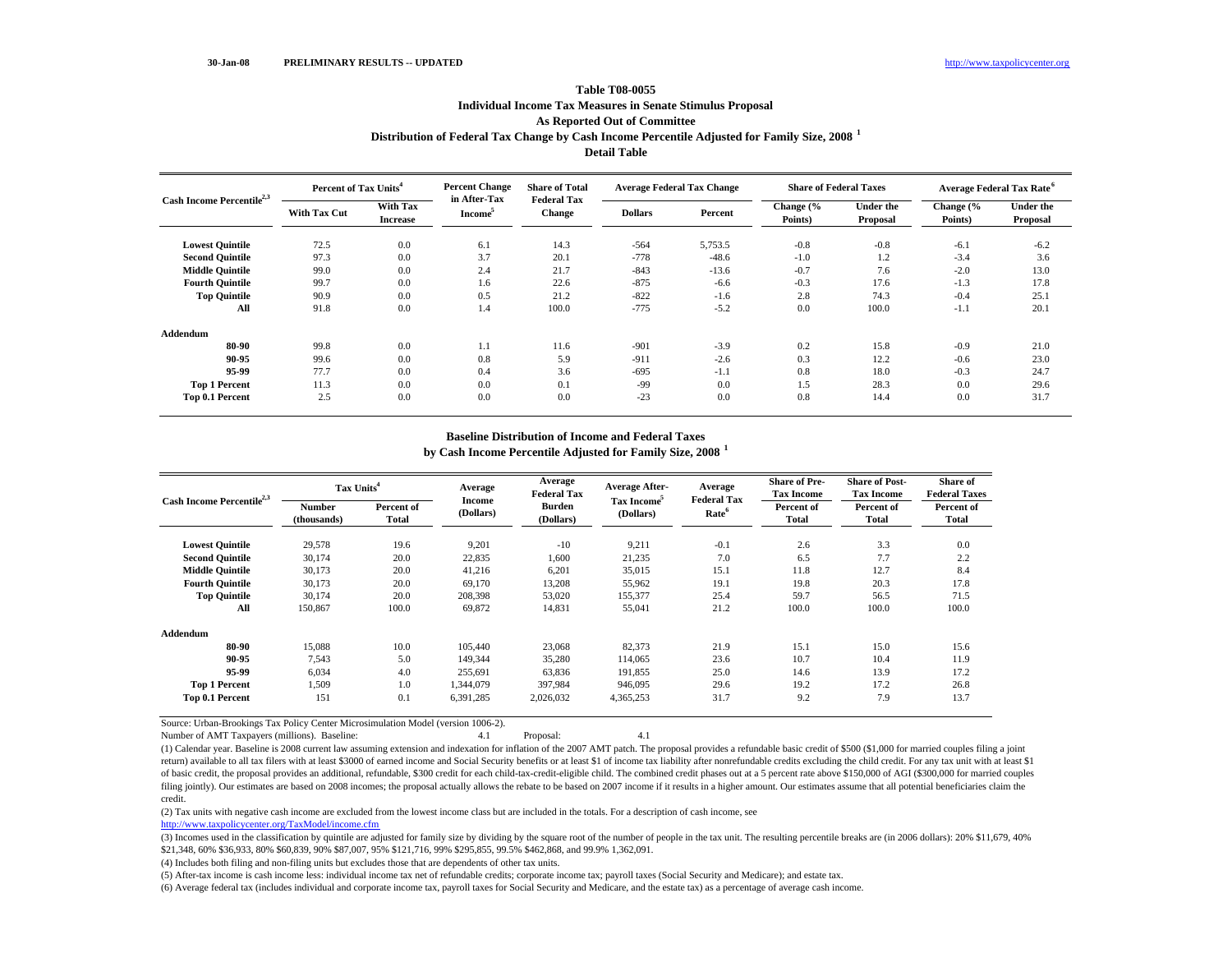30-Jan-08 **PRELIMINARY RESULTS -- UPDATED** http://www.taxpolicycenter.org

## Table T08-0055
## Individual Income Tax Measures in Senate Stimulus Proposal
## As Reported Out of Committee
## Distribution of Federal Tax Change by Cash Income Percentile Adjusted for Family Size, 2008 [1]
## Detail Table

| Cash Income Percentile[2,3] | Percent of Tax Units[4] | | Percent Change in After-Tax Income[5] | Share of Total Federal Tax Change | Average Federal Tax Change | | Share of Federal Taxes | | Average Federal Tax Rate[6] | |
|---|---|---|---|---|---|---|---|---|---|---|
| | With Tax Cut | With Tax Increase | | | Dollars | Percent | Change (% Points) | Under the Proposal | Change (% Points) | Under the Proposal |
| Lowest Quintile | 72.5 | 0.0 | 6.1 | 14.3 | -564 | 5,753.5 | -0.8 | -0.8 | -6.1 | -6.2 |
| Second Quintile | 97.3 | 0.0 | 3.7 | 20.1 | -778 | -48.6 | -1.0 | 1.2 | -3.4 | 3.6 |
| Middle Quintile | 99.0 | 0.0 | 2.4 | 21.7 | -843 | -13.6 | -0.7 | 7.6 | -2.0 | 13.0 |
| Fourth Quintile | 99.7 | 0.0 | 1.6 | 22.6 | -875 | -6.6 | -0.3 | 17.6 | -1.3 | 17.8 |
| Top Quintile | 90.9 | 0.0 | 0.5 | 21.2 | -822 | -1.6 | 2.8 | 74.3 | -0.4 | 25.1 |
| All | 91.8 | 0.0 | 1.4 | 100.0 | -775 | -5.2 | 0.0 | 100.0 | -1.1 | 20.1 |
| **Addendum** | | | | | | | | | | |
| 80-90 | 99.8 | 0.0 | 1.1 | 11.6 | -901 | -3.9 | 0.2 | 15.8 | -0.9 | 21.0 |
| 90-95 | 99.6 | 0.0 | 0.8 | 5.9 | -911 | -2.6 | 0.3 | 12.2 | -0.6 | 23.0 |
| 95-99 | 77.7 | 0.0 | 0.4 | 3.6 | -695 | -1.1 | 0.8 | 18.0 | -0.3 | 24.7 |
| Top 1 Percent | 11.3 | 0.0 | 0.0 | 0.1 | -99 | 0.0 | 1.5 | 28.3 | 0.0 | 29.6 |
| Top 0.1 Percent | 2.5 | 0.0 | 0.0 | 0.0 | -23 | 0.0 | 0.8 | 14.4 | 0.0 | 31.7 |

### Baseline Distribution of Income and Federal Taxes
### by Cash Income Percentile Adjusted for Family Size, 2008 [1]

| Cash Income Percentile[2,3] | Tax Units[4] | | Average Income (Dollars) | Average Federal Tax Burden (Dollars) | Average After-Tax Income[5] (Dollars) | Average Federal Tax Rate[6] | Share of Pre-Tax Income | Share of Post-Tax Income | Share of Federal Taxes |
|---|---|---|---|---|---|---|---|---|---|
| | Number (thousands) | Percent of Total | | | | | Percent of Total | Percent of Total | Percent of Total |
| Lowest Quintile | 29,578 | 19.6 | 9,201 | -10 | 9,211 | -0.1 | 2.6 | 3.3 | 0.0 |
| Second Quintile | 30,174 | 20.0 | 22,835 | 1,600 | 21,235 | 7.0 | 6.5 | 7.7 | 2.2 |
| Middle Quintile | 30,173 | 20.0 | 41,216 | 6,201 | 35,015 | 15.1 | 11.8 | 12.7 | 8.4 |
| Fourth Quintile | 30,173 | 20.0 | 69,170 | 13,208 | 55,962 | 19.1 | 19.8 | 20.3 | 17.8 |
| Top Quintile | 30,174 | 20.0 | 208,398 | 53,020 | 155,377 | 25.4 | 59.7 | 56.5 | 71.5 |
| All | 150,867 | 100.0 | 69,872 | 14,831 | 55,041 | 21.2 | 100.0 | 100.0 | 100.0 |
| **Addendum** | | | | | | | | | |
| 80-90 | 15,088 | 10.0 | 105,440 | 23,068 | 82,373 | 21.9 | 15.1 | 15.0 | 15.6 |
| 90-95 | 7,543 | 5.0 | 149,344 | 35,280 | 114,065 | 23.6 | 10.7 | 10.4 | 11.9 |
| 95-99 | 6,034 | 4.0 | 255,691 | 63,836 | 191,855 | 25.0 | 14.6 | 13.9 | 17.2 |
| Top 1 Percent | 1,509 | 1.0 | 1,344,079 | 397,984 | 946,095 | 29.6 | 19.2 | 17.2 | 26.8 |
| Top 0.1 Percent | 151 | 0.1 | 6,391,285 | 2,026,032 | 4,365,253 | 31.7 | 9.2 | 7.9 | 13.7 |

Source: Urban-Brookings Tax Policy Center Microsimulation Model (version 1006-2).

Number of AMT Taxpayers (millions). Baseline: 4.1 Proposal: 4.1

(1) Calendar year. Baseline is 2008 current law assuming extension and indexation for inflation of the 2007 AMT patch. The proposal provides a refundable basic credit of $500 ($1,000 for married couples filing a joint return) available to all tax filers with at least $3000 of earned income and Social Security benefits or at least $1 of income tax liability after nonrefundable credits excluding the child credit. For any tax unit with at least $1 of basic credit, the proposal provides an additional, refundable, $300 credit for each child-tax-credit-eligible child. The combined credit phases out at a 5 percent rate above $150,000 of AGI ($300,000 for married couples filing jointly). Our estimates are based on 2008 incomes; the proposal actually allows the rebate to be based on 2007 income if it results in a higher amount. Our estimates assume that all potential beneficiaries claim the credit.

(2) Tax units with negative cash income are excluded from the lowest income class but are included in the totals. For a description of cash income, see http://www.taxpolicycenter.org/TaxModel/income.cfm

(3) Incomes used in the classification by quintile are adjusted for family size by dividing by the square root of the number of people in the tax unit. The resulting percentile breaks are (in 2006 dollars): 20% $11,679, 40% $21,348, 60% $36,933, 80% $60,839, 90% $87,007, 95% $121,716, 99% $295,855, 99.5% $462,868, and 99.9% 1,362,091.

(4) Includes both filing and non-filing units but excludes those that are dependents of other tax units.

(5) After-tax income is cash income less: individual income tax net of refundable credits; corporate income tax; payroll taxes (Social Security and Medicare); and estate tax.

(6) Average federal tax (includes individual and corporate income tax, payroll taxes for Social Security and Medicare, and the estate tax) as a percentage of average cash income.